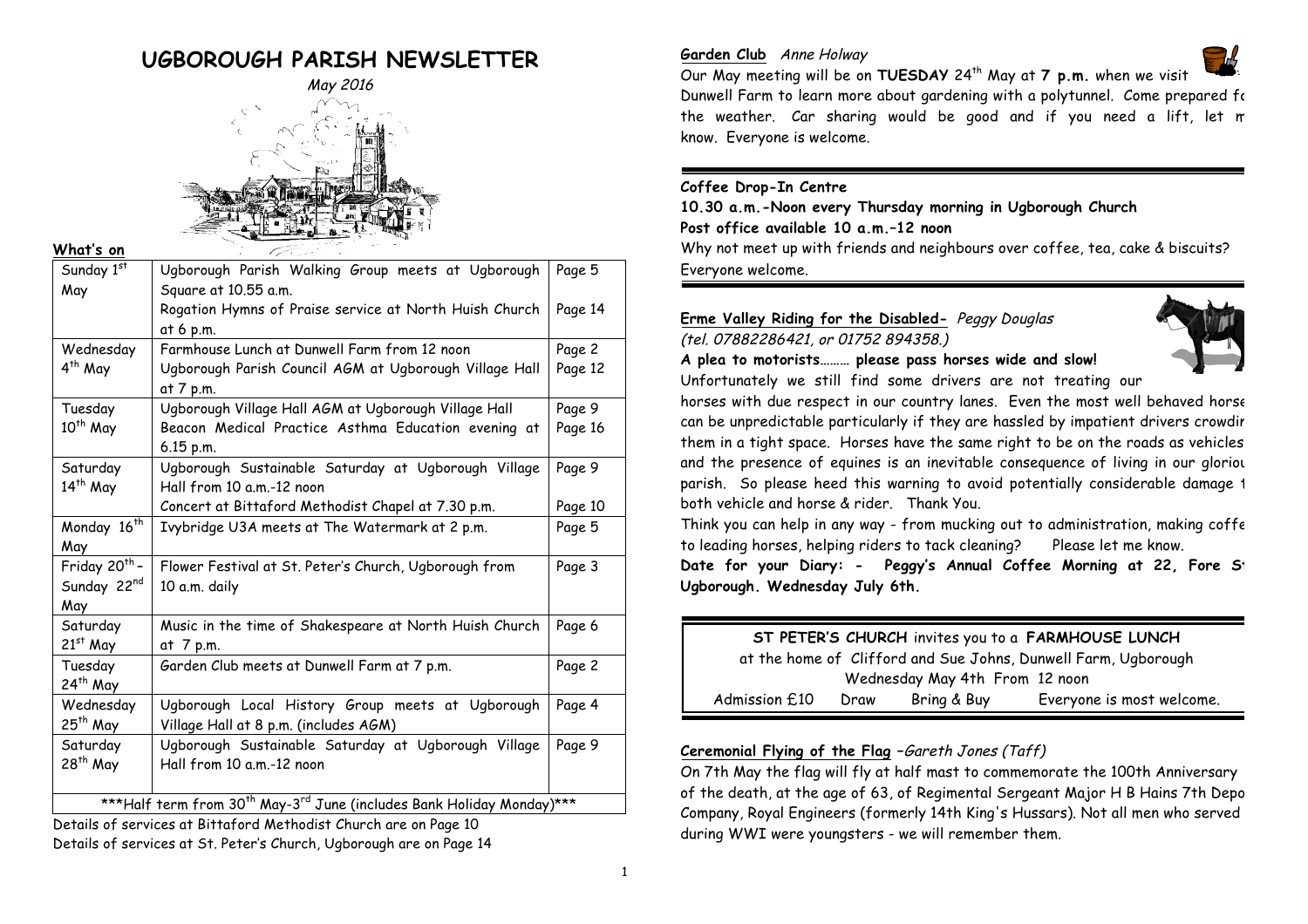# UGBOROUGH PARISH NEWSLETTER

*May 2016*

**What's on**

| | | |
|---|---|---|
| Sunday 1st May | Ugborough Parish Walking Group meets at Ugborough Square at 10.55 a.m. | Page 5 |
| | Rogation Hymns of Praise service at North Huish Church at 6 p.m. | Page 14 |
| Wednesday 4th May | Farmhouse Lunch at Dunwell Farm from 12 noon | Page 2 |
| | Ugborough Parish Council AGM at Ugborough Village Hall at 7 p.m. | Page 12 |
| Tuesday 10th May | Ugborough Village Hall AGM at Ugborough Village Hall | Page 9 |
| | Beacon Medical Practice Asthma Education evening at 6.15 p.m. | Page 16 |
| Saturday 14th May | Ugborough Sustainable Saturday at Ugborough Village Hall from 10 a.m.-12 noon | Page 9 |
| | Concert at Bittaford Methodist Chapel at 7.30 p.m. | Page 10 |
| Monday 16th May | Ivybridge U3A meets at The Watermark at 2 p.m. | Page 5 |
| Friday 20th – Sunday 22nd May | Flower Festival at St. Peter's Church, Ugborough from 10 a.m. daily | Page 3 |
| Saturday 21st May | Music in the time of Shakespeare at North Huish Church at 7 p.m. | Page 6 |
| Tuesday 24th May | Garden Club meets at Dunwell Farm at 7 p.m. | Page 2 |
| Wednesday 25th May | Ugborough Local History Group meets at Ugborough Village Hall at 8 p.m. (includes AGM) | Page 4 |
| Saturday 28th May | Ugborough Sustainable Saturday at Ugborough Village Hall from 10 a.m.-12 noon | Page 9 |
| \*\*\*Half term from 30th May-3rd June (includes Bank Holiday Monday)\*\*\* | | |

Details of services at Bittaford Methodist Church are on Page 10
Details of services at St. Peter's Church, Ugborough are on Page 14

**Garden Club** *Anne Holway*

Our May meeting will be on **TUESDAY** 24th May at **7 p.m.** when we visit Dunwell Farm to learn more about gardening with a polytunnel. Come prepared fo the weather. Car sharing would be good and if you need a lift, let m know. Everyone is welcome.

---

**Coffee Drop-In Centre**
**10.30 a.m.-Noon every Thursday morning in Ugborough Church**
**Post office available 10 a.m.–12 noon**

Why not meet up with friends and neighbours over coffee, tea, cake & biscuits? Everyone welcome.

---

**Erme Valley Riding for the Disabled-** *Peggy Douglas (tel. 07882286421, or 01752 894358.)*

**A plea to motorists……… please pass horses wide and slow!**

Unfortunately we still find some drivers are not treating our horses with due respect in our country lanes. Even the most well behaved horse can be unpredictable particularly if they are hassled by impatient drivers crowdir them in a tight space. Horses have the same right to be on the roads as vehicles and the presence of equines is an inevitable consequence of living in our gloriou parish. So please heed this warning to avoid potentially considerable damage t both vehicle and horse & rider. Thank You.

Think you can help in any way - from mucking out to administration, making coffe to leading horses, helping riders to tack cleaning? Please let me know.

**Date for your Diary: - Peggy's Annual Coffee Morning at 22, Fore St Ugborough. Wednesday July 6th.**

---

**ST PETER'S CHURCH** invites you to a **FARMHOUSE LUNCH**
at the home of Clifford and Sue Johns, Dunwell Farm, Ugborough
Wednesday May 4th From 12 noon
Admission £10 Draw Bring & Buy Everyone is most welcome.

---

**Ceremonial Flying of the Flag** –*Gareth Jones (Taff)*

On 7th May the flag will fly at half mast to commemorate the 100th Anniversary of the death, at the age of 63, of Regimental Sergeant Major H B Hains 7th Depo Company, Royal Engineers (formerly 14th King's Hussars). Not all men who served during WWI were youngsters - we will remember them.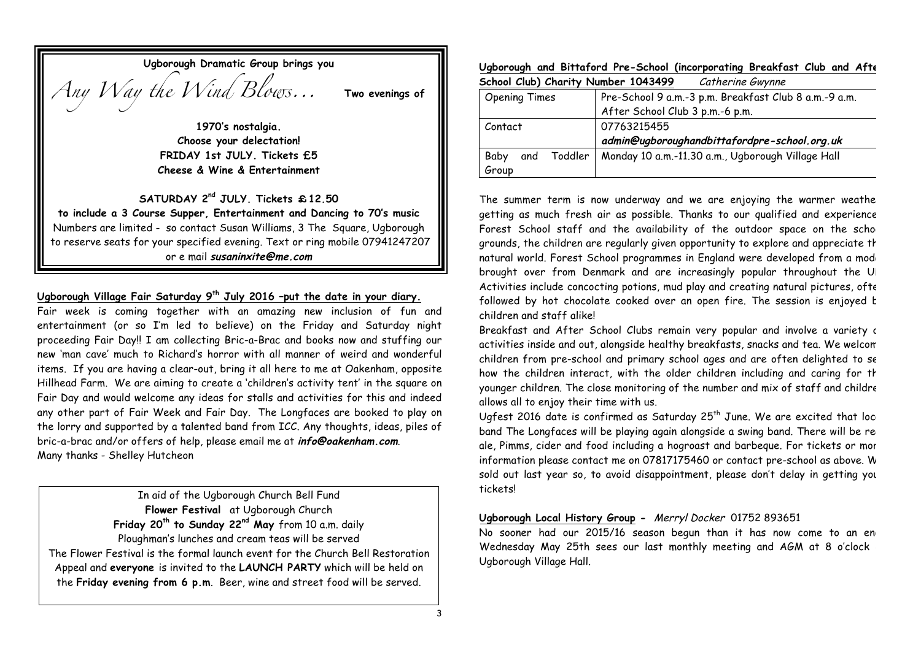**Ugborough Dramatic Group brings you**

*Any Way the Wind Blows…* **Two evenings of**

**1970's nostalgia.**
**Choose your delectation!**
**FRIDAY 1st JULY. Tickets £5**
**Cheese & Wine & Entertainment**

**SATURDAY 2nd JULY. Tickets £12.50**
**to include a 3 Course Supper, Entertainment and Dancing to 70's music**
Numbers are limited - so contact Susan Williams, 3 The Square, Ugborough to reserve seats for your specified evening. Text or ring mobile 07941247207 or e mail ***susaninxite@me.com***

**Ugborough Village Fair Saturday 9th July 2016 –put the date in your diary.**

Fair week is coming together with an amazing new inclusion of fun and entertainment (or so I'm led to believe) on the Friday and Saturday night proceeding Fair Day!! I am collecting Bric-a-Brac and books now and stuffing our new 'man cave' much to Richard's horror with all manner of weird and wonderful items. If you are having a clear-out, bring it all here to me at Oakenham, opposite Hillhead Farm. We are aiming to create a 'children's activity tent' in the square on Fair Day and would welcome any ideas for stalls and activities for this and indeed any other part of Fair Week and Fair Day. The Longfaces are booked to play on the lorry and supported by a talented band from ICC. Any thoughts, ideas, piles of bric-a-brac and/or offers of help, please email me at ***info@oakenham.com***.
Many thanks - Shelley Hutcheon

In aid of the Ugborough Church Bell Fund
**Flower Festival** at Ugborough Church
**Friday 20th to Sunday 22nd May** from 10 a.m. daily
Ploughman's lunches and cream teas will be served
The Flower Festival is the formal launch event for the Church Bell Restoration Appeal and **everyone** is invited to the **LAUNCH PARTY** which will be held on the **Friday evening from 6 p.m**. Beer, wine and street food will be served.

**Ugborough and Bittaford Pre-School (incorporating Breakfast Club and After School Club) Charity Number 1043499** *Catherine Gwynne*

| Opening Times | Pre-School 9 a.m.-3 p.m. Breakfast Club 8 a.m.-9 a.m. After School Club 3 p.m.-6 p.m. |
|---|---|
| Contact | 07763215455 ***admin@ugboroughandbittafordpre-school.org.uk*** |
| Baby and Toddler Group | Monday 10 a.m.-11.30 a.m., Ugborough Village Hall |

The summer term is now underway and we are enjoying the warmer weather getting as much fresh air as possible. Thanks to our qualified and experienced Forest School staff and the availability of the outdoor space on the school grounds, the children are regularly given opportunity to explore and appreciate the natural world. Forest School programmes in England were developed from a model brought over from Denmark and are increasingly popular throughout the UK. Activities include concocting potions, mud play and creating natural pictures, often followed by hot chocolate cooked over an open fire. The session is enjoyed by children and staff alike!

Breakfast and After School Clubs remain very popular and involve a variety of activities inside and out, alongside healthy breakfasts, snacks and tea. We welcome children from pre-school and primary school ages and are often delighted to see how the children interact, with the older children including and caring for the younger children. The close monitoring of the number and mix of staff and children allows all to enjoy their time with us.

Ugfest 2016 date is confirmed as Saturday 25th June. We are excited that local band The Longfaces will be playing again alongside a swing band. There will be real ale, Pimms, cider and food including a hogroast and barbeque. For tickets or more information please contact me on 07817175460 or contact pre-school as above. We sold out last year so, to avoid disappointment, please don't delay in getting your tickets!

**Ugborough Local History Group** - *Merryl Docker* 01752 893651

No sooner had our 2015/16 season begun than it has now come to an end. Wednesday May 25th sees our last monthly meeting and AGM at 8 o'clock Ugborough Village Hall.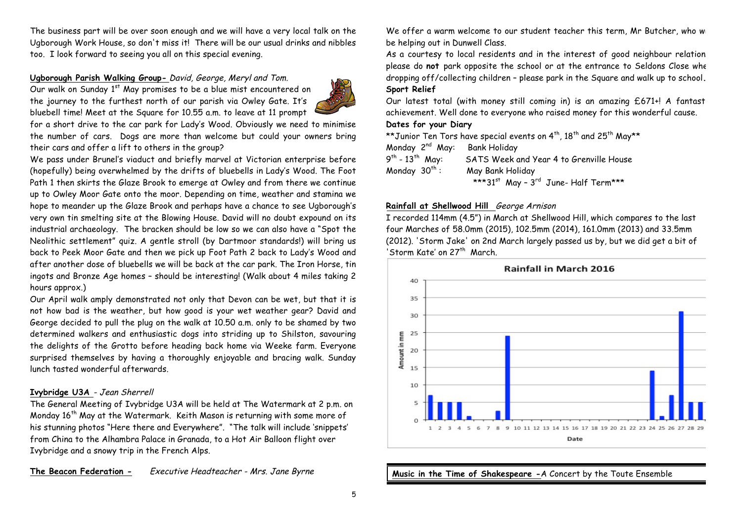The business part will be over soon enough and we will have a very local talk on the Ugborough Work House, so don't miss it! There will be our usual drinks and nibbles too. I look forward to seeing you all on this special evening.

**Ugborough Parish Walking Group-** *David, George, Meryl and Tom.*

Our walk on Sunday 1st May promises to be a blue mist encountered on the journey to the furthest north of our parish via Owley Gate. It's bluebell time! Meet at the Square for 10.55 a.m. to leave at 11 prompt for a short drive to the car park for Lady's Wood. Obviously we need to minimise the number of cars. Dogs are more than welcome but could your owners bring their cars and offer a lift to others in the group?

We pass under Brunel's viaduct and briefly marvel at Victorian enterprise before (hopefully) being overwhelmed by the drifts of bluebells in Lady's Wood. The Foot Path 1 then skirts the Glaze Brook to emerge at Owley and from there we continue up to Owley Moor Gate onto the moor. Depending on time, weather and stamina we hope to meander up the Glaze Brook and perhaps have a chance to see Ugborough's very own tin smelting site at the Blowing House. David will no doubt expound on its industrial archaeology. The bracken should be low so we can also have a "Spot the Neolithic settlement" quiz. A gentle stroll (by Dartmoor standards!) will bring us back to Peek Moor Gate and then we pick up Foot Path 2 back to Lady's Wood and after another dose of bluebells we will be back at the car park. The Iron Horse, tin ingots and Bronze Age homes – should be interesting! (Walk about 4 miles taking 2 hours approx.)

Our April walk amply demonstrated not only that Devon can be wet, but that it is not how bad is the weather, but how good is your wet weather gear? David and George decided to pull the plug on the walk at 10.50 a.m. only to be shamed by two determined walkers and enthusiastic dogs into striding up to Shilston, savouring the delights of the Grotto before heading back home via Weeke farm. Everyone surprised themselves by having a thoroughly enjoyable and bracing walk. Sunday lunch tasted wonderful afterwards.

**Ivybridge U3A** - *Jean Sherrell*

The General Meeting of Ivybridge U3A will be held at The Watermark at 2 p.m. on Monday 16th May at the Watermark. Keith Mason is returning with some more of his stunning photos "Here there and Everywhere". "The talk will include 'snippets' from China to the Alhambra Palace in Granada, to a Hot Air Balloon flight over Ivybridge and a snowy trip in the French Alps.

**The Beacon Federation -** *Executive Headteacher - Mrs. Jane Byrne*

We offer a warm welcome to our student teacher this term, Mr Butcher, who w be helping out in Dunwell Class.

As a courtesy to local residents and in the interest of good neighbour relation please do **not** park opposite the school or at the entrance to Seldons Close whe dropping off/collecting children – please park in the Square and walk up to school.

**Sport Relief**

Our latest total (with money still coming in) is an amazing £671+! A fantast achievement. Well done to everyone who raised money for this wonderful cause.

**Dates for your Diary**

**Junior Ten Tors have special events on 4th, 18th and 25th May**

Monday 2nd May: Bank Holiday
9th - 13th May: SATS Week and Year 4 to Grenville House
Monday 30th : May Bank Holiday
***31st May – 3rd June- Half Term***

**Rainfall at Shellwood Hill** *George Arnison*

I recorded 114mm (4.5") in March at Shellwood Hill, which compares to the last four Marches of 58.0mm (2015), 102.5mm (2014), 161.0mm (2013) and 33.5mm (2012). 'Storm Jake' on 2nd March largely passed us by, but we did get a bit of 'Storm Kate' on 27th March.

**Rainfall in March 2016**

| Date | 1 | 2 | 3 | 4 | 5 | 6 | 7 | 8 | 9 | 10–23 | 24 | 25 | 26 | 27 | 28 | 29 |
|---|---|---|---|---|---|---|---|---|---|---|---|---|---|---|---|---|
| Amount in mm (approx.) | 7 | 5 | 5 | 5 | 1 | 0 | 0 | 2.5 | 24 | 0 | 14 | 1 | 7 | 31 | 5 | 5 |

**Music in the Time of Shakespeare -** A Concert by the Toute Ensemble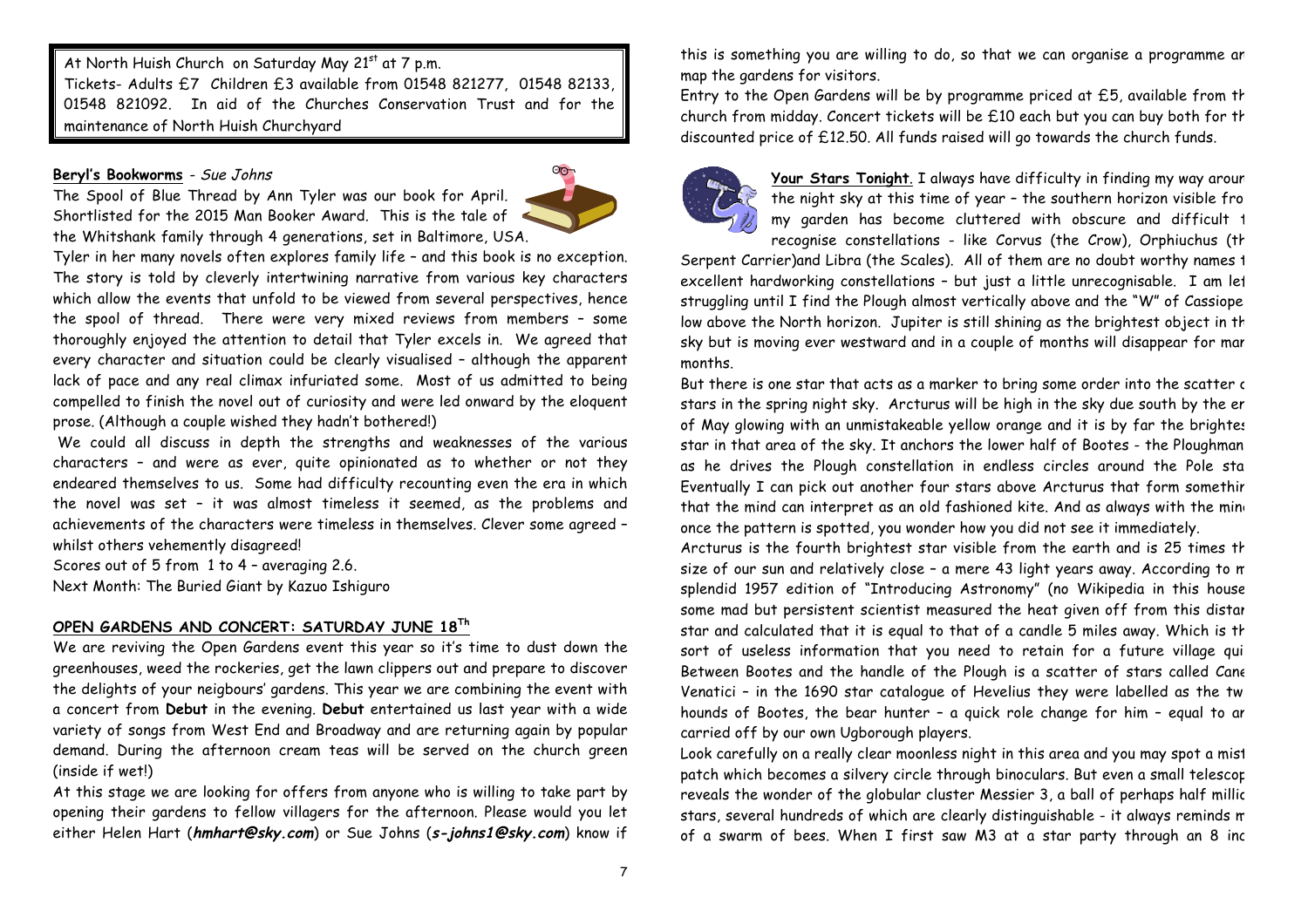At North Huish Church on Saturday May 21st at 7 p.m.
Tickets- Adults £7 Children £3 available from 01548 821277, 01548 82133, 01548 821092. In aid of the Churches Conservation Trust and for the maintenance of North Huish Churchyard

**Beryl's Bookworms** - *Sue Johns*

The Spool of Blue Thread by Ann Tyler was our book for April. Shortlisted for the 2015 Man Booker Award. This is the tale of the Whitshank family through 4 generations, set in Baltimore, USA. Tyler in her many novels often explores family life – and this book is no exception. The story is told by cleverly intertwining narrative from various key characters which allow the events that unfold to be viewed from several perspectives, hence the spool of thread. There were very mixed reviews from members – some thoroughly enjoyed the attention to detail that Tyler excels in. We agreed that every character and situation could be clearly visualised – although the apparent lack of pace and any real climax infuriated some. Most of us admitted to being compelled to finish the novel out of curiosity and were led onward by the eloquent prose. (Although a couple wished they hadn't bothered!)

We could all discuss in depth the strengths and weaknesses of the various characters – and were as ever, quite opinionated as to whether or not they endeared themselves to us. Some had difficulty recounting even the era in which the novel was set – it was almost timeless it seemed, as the problems and achievements of the characters were timeless in themselves. Clever some agreed – whilst others vehemently disagreed!

Scores out of 5 from 1 to 4 – averaging 2.6.

Next Month: The Buried Giant by Kazuo Ishiguro

**OPEN GARDENS AND CONCERT: SATURDAY JUNE 18Th**

We are reviving the Open Gardens event this year so it's time to dust down the greenhouses, weed the rockeries, get the lawn clippers out and prepare to discover the delights of your neigbours' gardens. This year we are combining the event with a concert from **Debut** in the evening. **Debut** entertained us last year with a wide variety of songs from West End and Broadway and are returning again by popular demand. During the afternoon cream teas will be served on the church green (inside if wet!)

At this stage we are looking for offers from anyone who is willing to take part by opening their gardens to fellow villagers for the afternoon. Please would you let either Helen Hart (***hmhart@sky.com***) or Sue Johns (***s-johns1@sky.com***) know if this is something you are willing to do, so that we can organise a programme ar map the gardens for visitors.

Entry to the Open Gardens will be by programme priced at £5, available from th church from midday. Concert tickets will be £10 each but you can buy both for th discounted price of £12.50. All funds raised will go towards the church funds.

**Your Stars Tonight**. I always have difficulty in finding my way aroun the night sky at this time of year – the southern horizon visible fro my garden has become cluttered with obscure and difficult t recognise constellations - like Corvus (the Crow), Orphiuchus (th Serpent Carrier)and Libra (the Scales). All of them are no doubt worthy names t excellent hardworking constellations – but just a little unrecognisable. I am lef struggling until I find the Plough almost vertically above and the "W" of Cassiope low above the North horizon. Jupiter is still shining as the brightest object in th sky but is moving ever westward and in a couple of months will disappear for mar months.

But there is one star that acts as a marker to bring some order into the scatter c stars in the spring night sky. Arcturus will be high in the sky due south by the er of May glowing with an unmistakeable yellow orange and it is by far the brightes star in that area of the sky. It anchors the lower half of Bootes - the Ploughman as he drives the Plough constellation in endless circles around the Pole sta Eventually I can pick out another four stars above Arcturus that form somethir that the mind can interpret as an old fashioned kite. And as always with the mind once the pattern is spotted, you wonder how you did not see it immediately.

Arcturus is the fourth brightest star visible from the earth and is 25 times th size of our sun and relatively close – a mere 43 light years away. According to m splendid 1957 edition of "Introducing Astronomy" (no Wikipedia in this house some mad but persistent scientist measured the heat given off from this distar star and calculated that it is equal to that of a candle 5 miles away. Which is th sort of useless information that you need to retain for a future village qui Between Bootes and the handle of the Plough is a scatter of stars called Cane Venatici – in the 1690 star catalogue of Hevelius they were labelled as the tw hounds of Bootes, the bear hunter – a quick role change for him – equal to ar carried off by our own Ugborough players.

Look carefully on a really clear moonless night in this area and you may spot a mist patch which becomes a silvery circle through binoculars. But even a small telescop reveals the wonder of the globular cluster Messier 3, a ball of perhaps half millic stars, several hundreds of which are clearly distinguishable - it always reminds m of a swarm of bees. When I first saw M3 at a star party through an 8 inc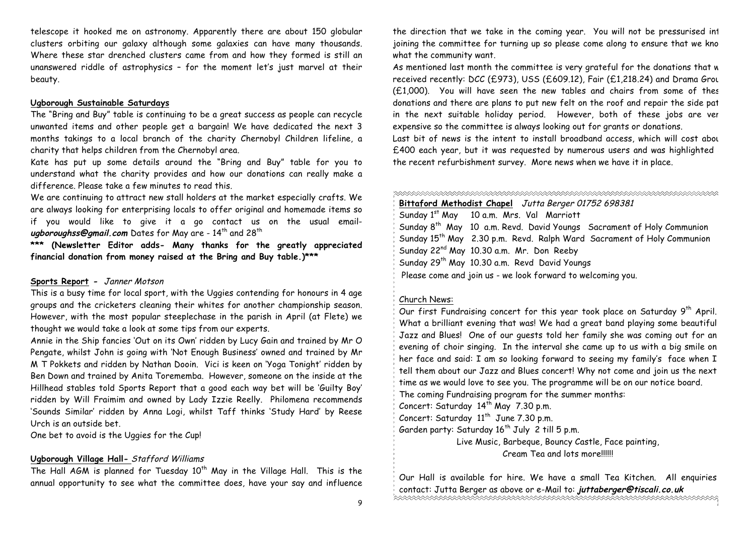telescope it hooked me on astronomy. Apparently there are about 150 globular clusters orbiting our galaxy although some galaxies can have many thousands. Where these star drenched clusters came from and how they formed is still an unanswered riddle of astrophysics – for the moment let's just marvel at their beauty.

**Ugborough Sustainable Saturdays**

The "Bring and Buy" table is continuing to be a great success as people can recycle unwanted items and other people get a bargain! We have dedicated the next 3 months takings to a local branch of the charity Chernobyl Children lifeline, a charity that helps children from the Chernobyl area.

Kate has put up some details around the "Bring and Buy" table for you to understand what the charity provides and how our donations can really make a difference. Please take a few minutes to read this.

We are continuing to attract new stall holders at the market especially crafts. We are always looking for enterprising locals to offer original and homemade items so if you would like to give it a go contact us on the usual email- ***ugboroughss@gmail.com*** Dates for May are - 14th and 28th

**\*\*\* (Newsletter Editor adds- Many thanks for the greatly appreciated financial donation from money raised at the Bring and Buy table.)\*\*\***

**Sports Report -** *Janner Motson*

This is a busy time for local sport, with the Uggies contending for honours in 4 age groups and the cricketers cleaning their whites for another championship season. However, with the most popular steeplechase in the parish in April (at Flete) we thought we would take a look at some tips from our experts.

Annie in the Ship fancies 'Out on its Own' ridden by Lucy Gain and trained by Mr O Pengate, whilst John is going with 'Not Enough Business' owned and trained by Mr M T Pokkets and ridden by Nathan Dooin. Vici is keen on 'Yoga Tonight' ridden by Ben Down and trained by Anita Torememba. However, someone on the inside at the Hillhead stables told Sports Report that a good each way bet will be 'Guilty Boy' ridden by Will Fraimim and owned by Lady Izzie Reelly. Philomena recommends 'Sounds Similar' ridden by Anna Logi, whilst Taff thinks 'Study Hard' by Reese Urch is an outside bet.

One bet to avoid is the Uggies for the Cup!

**Ugborough Village Hall-** *Stafford Williams*

The Hall AGM is planned for Tuesday 10th May in the Village Hall. This is the annual opportunity to see what the committee does, have your say and influence the direction that we take in the coming year. You will not be pressurised int joining the committee for turning up so please come along to ensure that we kno what the community want.

As mentioned last month the committee is very grateful for the donations that w received recently: DCC (£973), USS (£609.12), Fair (£1,218.24) and Drama Grou (£1,000). You will have seen the new tables and chairs from some of thes donations and there are plans to put new felt on the roof and repair the side pat in the next suitable holiday period. However, both of these jobs are ver expensive so the committee is always looking out for grants or donations.

Last bit of news is the intent to install broadband access, which will cost abou £400 each year, but it was requested by numerous users and was highlighted the recent refurbishment survey. More news when we have it in place.

**Bittaford Methodist Chapel** *Jutta Berger 01752 698381*

Sunday 1st May 10 a.m. Mrs. Val Marriott
Sunday 8th May 10 a.m. Revd. David Youngs Sacrament of Holy Communion
Sunday 15th May 2.30 p.m. Revd. Ralph Ward Sacrament of Holy Communion
Sunday 22nd May 10.30 a.m. Mr. Don Reeby
Sunday 29th May 10.30 a.m. Revd David Youngs

Please come and join us - we look forward to welcoming you.

Church News:

Our first Fundraising concert for this year took place on Saturday 9th April. What a brilliant evening that was! We had a great band playing some beautiful Jazz and Blues! One of our guests told her family she was coming out for an evening of choir singing. In the interval she came up to us with a big smile on her face and said: I am so looking forward to seeing my family's face when I tell them about our Jazz and Blues concert! Why not come and join us the next time as we would love to see you. The programme will be on our notice board.

The coming Fundraising program for the summer months:
Concert: Saturday 14th May 7.30 p.m.
Concert: Saturday 11th June 7.30 p.m.
Garden party: Saturday 16th July 2 till 5 p.m.
Live Music, Barbeque, Bouncy Castle, Face painting,
Cream Tea and lots more!!!!!!

Our Hall is available for hire. We have a small Tea Kitchen. All enquiries contact: Jutta Berger as above or e-Mail to: ***juttaberger@tiscali.co.uk***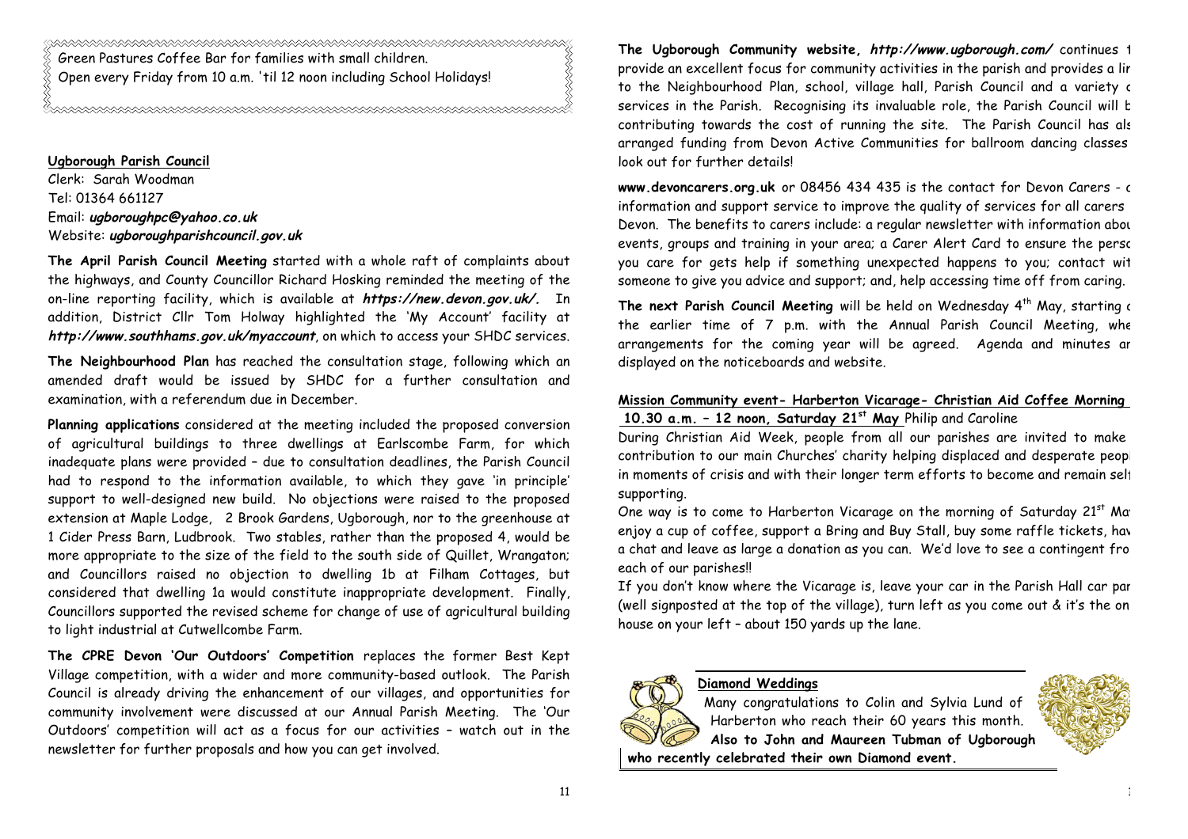Green Pastures Coffee Bar for families with small children.
Open every Friday from 10 a.m. 'til 12 noon including School Holidays!

**Ugborough Parish Council**
Clerk: Sarah Woodman
Tel: 01364 661127
Email: ***ugboroughpc@yahoo.co.uk***
Website: ***ugboroughparishcouncil.gov.uk***

**The April Parish Council Meeting** started with a whole raft of complaints about the highways, and County Councillor Richard Hosking reminded the meeting of the on-line reporting facility, which is available at ***https://new.devon.gov.uk/.*** In addition, District Cllr Tom Holway highlighted the 'My Account' facility at ***http://www.southhams.gov.uk/myaccount***, on which to access your SHDC services.

**The Neighbourhood Plan** has reached the consultation stage, following which an amended draft would be issued by SHDC for a further consultation and examination, with a referendum due in December.

**Planning applications** considered at the meeting included the proposed conversion of agricultural buildings to three dwellings at Earlscombe Farm, for which inadequate plans were provided – due to consultation deadlines, the Parish Council had to respond to the information available, to which they gave 'in principle' support to well-designed new build. No objections were raised to the proposed extension at Maple Lodge, 2 Brook Gardens, Ugborough, nor to the greenhouse at 1 Cider Press Barn, Ludbrook. Two stables, rather than the proposed 4, would be more appropriate to the size of the field to the south side of Quillet, Wrangaton; and Councillors raised no objection to dwelling 1b at Filham Cottages, but considered that dwelling 1a would constitute inappropriate development. Finally, Councillors supported the revised scheme for change of use of agricultural building to light industrial at Cutwellcombe Farm.

**The CPRE Devon 'Our Outdoors' Competition** replaces the former Best Kept Village competition, with a wider and more community-based outlook. The Parish Council is already driving the enhancement of our villages, and opportunities for community involvement were discussed at our Annual Parish Meeting. The 'Our Outdoors' competition will act as a focus for our activities – watch out in the newsletter for further proposals and how you can get involved.

**The Ugborough Community website, *http://www.ugborough.com/*** continues t provide an excellent focus for community activities in the parish and provides a lir to the Neighbourhood Plan, school, village hall, Parish Council and a variety c services in the Parish. Recognising its invaluable role, the Parish Council will b contributing towards the cost of running the site. The Parish Council has als arranged funding from Devon Active Communities for ballroom dancing classes look out for further details!

**www.devoncarers.org.uk** or 08456 434 435 is the contact for Devon Carers - c information and support service to improve the quality of services for all carers Devon. The benefits to carers include: a regular newsletter with information abou events, groups and training in your area; a Carer Alert Card to ensure the perso you care for gets help if something unexpected happens to you; contact wit someone to give you advice and support; and, help accessing time off from caring.

**The next Parish Council Meeting** will be held on Wednesday 4th May, starting c the earlier time of 7 p.m. with the Annual Parish Council Meeting, whe arrangements for the coming year will be agreed. Agenda and minutes ar displayed on the noticeboards and website.

**Mission Community event- Harberton Vicarage- Christian Aid Coffee Morning**
**10.30 a.m. – 12 noon, Saturday 21st May** Philip and Caroline

During Christian Aid Week, people from all our parishes are invited to make contribution to our main Churches' charity helping displaced and desperate peop in moments of crisis and with their longer term efforts to become and remain self supporting.

One way is to come to Harberton Vicarage on the morning of Saturday 21st Ma enjoy a cup of coffee, support a Bring and Buy Stall, buy some raffle tickets, hav a chat and leave as large a donation as you can. We'd love to see a contingent fro each of our parishes!!

If you don't know where the Vicarage is, leave your car in the Parish Hall car par (well signposted at the top of the village), turn left as you come out & it's the on house on your left – about 150 yards up the lane.

**Diamond Weddings**

Many congratulations to Colin and Sylvia Lund of Harberton who reach their 60 years this month. **Also to John and Maureen Tubman of Ugborough who recently celebrated their own Diamond event.**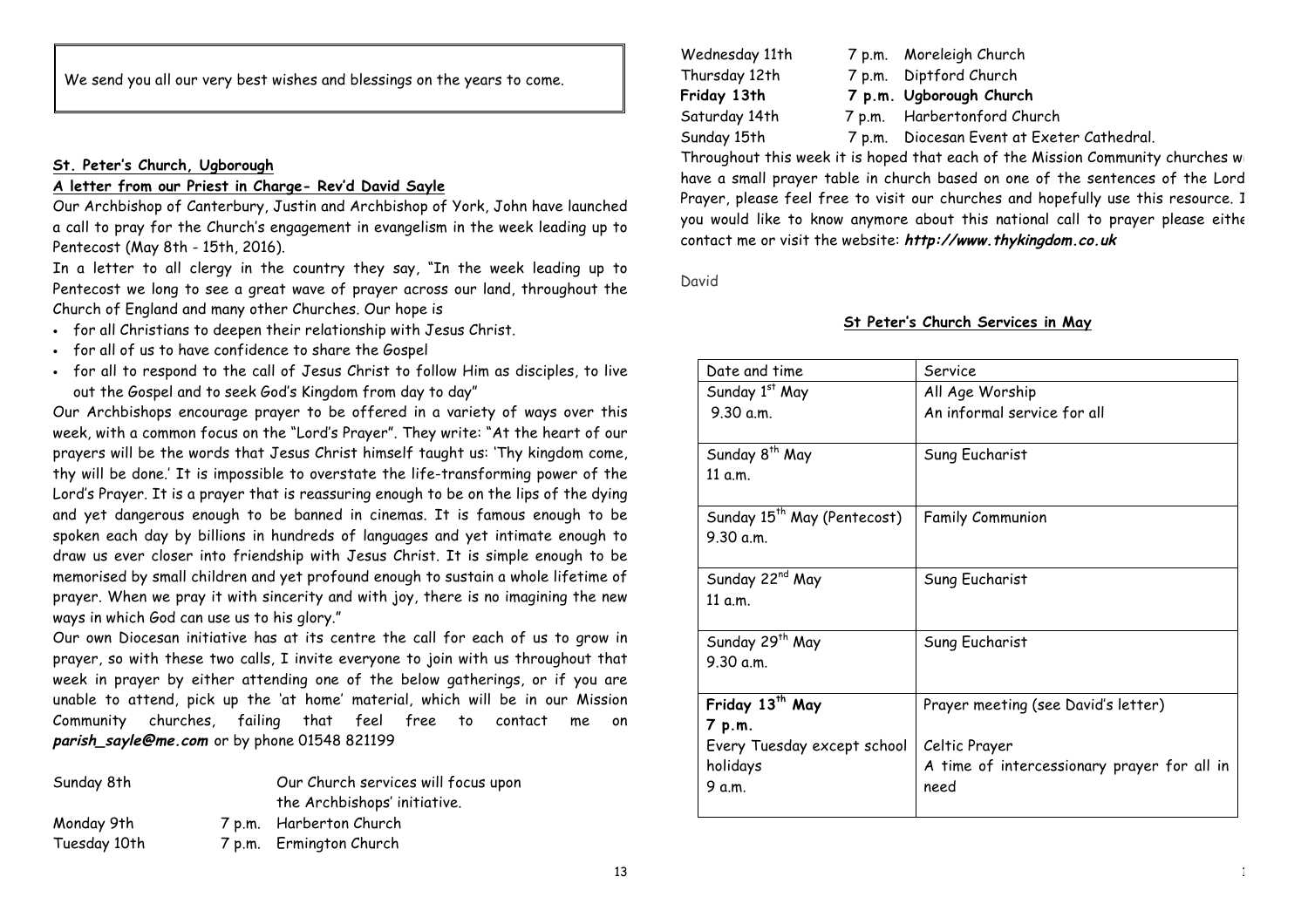We send you all our very best wishes and blessings on the years to come.

**St. Peter's Church, Ugborough**

**A letter from our Priest in Charge- Rev'd David Sayle**

Our Archbishop of Canterbury, Justin and Archbishop of York, John have launched a call to pray for the Church's engagement in evangelism in the week leading up to Pentecost (May 8th - 15th, 2016).

In a letter to all clergy in the country they say, "In the week leading up to Pentecost we long to see a great wave of prayer across our land, throughout the Church of England and many other Churches. Our hope is

- for all Christians to deepen their relationship with Jesus Christ.
- for all of us to have confidence to share the Gospel
- for all to respond to the call of Jesus Christ to follow Him as disciples, to live out the Gospel and to seek God's Kingdom from day to day"

Our Archbishops encourage prayer to be offered in a variety of ways over this week, with a common focus on the "Lord's Prayer". They write: "At the heart of our prayers will be the words that Jesus Christ himself taught us: 'Thy kingdom come, thy will be done.' It is impossible to overstate the life-transforming power of the Lord's Prayer. It is a prayer that is reassuring enough to be on the lips of the dying and yet dangerous enough to be banned in cinemas. It is famous enough to be spoken each day by billions in hundreds of languages and yet intimate enough to draw us ever closer into friendship with Jesus Christ. It is simple enough to be memorised by small children and yet profound enough to sustain a whole lifetime of prayer. When we pray it with sincerity and with joy, there is no imagining the new ways in which God can use us to his glory."

Our own Diocesan initiative has at its centre the call for each of us to grow in prayer, so with these two calls, I invite everyone to join with us throughout that week in prayer by either attending one of the below gatherings, or if you are unable to attend, pick up the 'at home' material, which will be in our Mission Community churches, failing that feel free to contact me on ***parish_sayle@me.com*** or by phone 01548 821199

| | | |
|---|---|---|
| Sunday 8th | | Our Church services will focus upon the Archbishops' initiative. |
| Monday 9th | 7 p.m. | Harberton Church |
| Tuesday 10th | 7 p.m. | Ermington Church |
| Wednesday 11th | 7 p.m. | Moreleigh Church |
| Thursday 12th | 7 p.m. | Diptford Church |
| **Friday 13th** | **7 p.m.** | **Ugborough Church** |
| Saturday 14th | 7 p.m. | Harbertonford Church |
| Sunday 15th | 7 p.m. | Diocesan Event at Exeter Cathedral. |

Throughout this week it is hoped that each of the Mission Community churches w[ill] have a small prayer table in church based on one of the sentences of the Lord[']s Prayer, please feel free to visit our churches and hopefully use this resource. I[f] you would like to know anymore about this national call to prayer please eithe[r] contact me or visit the website: ***http://www.thykingdom.co.uk***

David

**St Peter's Church Services in May**

| Date and time | Service |
|---|---|
| Sunday 1st May<br>9.30 a.m. | All Age Worship<br>An informal service for all |
| Sunday 8th May<br>11 a.m. | Sung Eucharist |
| Sunday 15th May (Pentecost)<br>9.30 a.m. | Family Communion |
| Sunday 22nd May<br>11 a.m. | Sung Eucharist |
| Sunday 29th May<br>9.30 a.m. | Sung Eucharist |
| **Friday 13th May**<br>**7 p.m.**<br>Every Tuesday except school holidays<br>9 a.m. | Prayer meeting (see David's letter)<br><br>Celtic Prayer<br>A time of intercessionary prayer for all in need |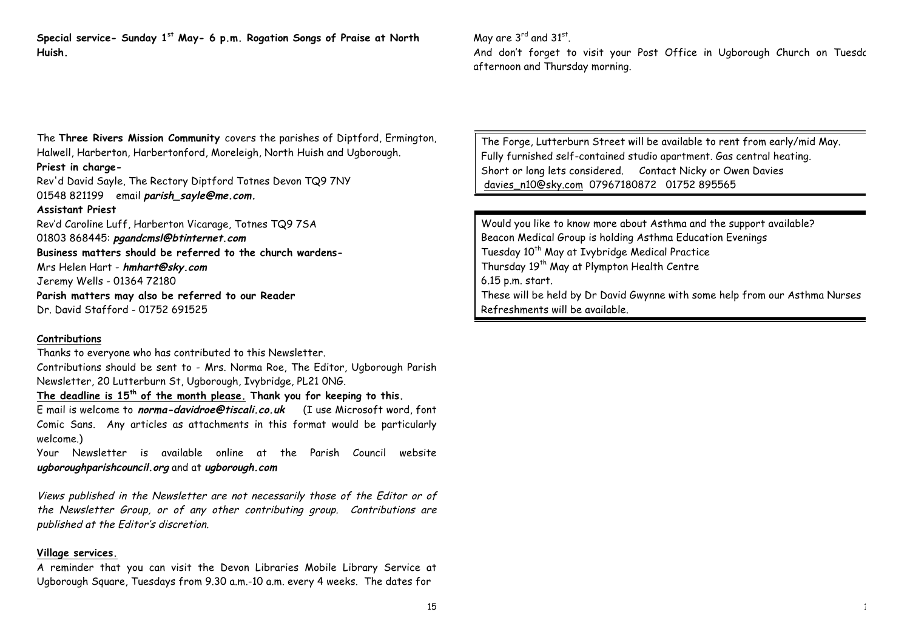**Special service- Sunday 1st May- 6 p.m. Rogation Songs of Praise at North Huish.**

The **Three Rivers Mission Community** covers the parishes of Diptford, Ermington, Halwell, Harberton, Harbertonford, Moreleigh, North Huish and Ugborough.

**Priest in charge-**

Rev'd David Sayle, The Rectory Diptford Totnes Devon TQ9 7NY
01548 821199 email ***parish_sayle@me.com.***

**Assistant Priest**

Rev'd Caroline Luff, Harberton Vicarage, Totnes TQ9 7SA
01803 868445: ***pgandcmsl@btinternet.com***

**Business matters should be referred to the church wardens-**

Mrs Helen Hart - ***hmhart@sky.com***
Jeremy Wells - 01364 72180

**Parish matters may also be referred to our Reader**

Dr. David Stafford - 01752 691525

**Contributions**

Thanks to everyone who has contributed to this Newsletter.

Contributions should be sent to - Mrs. Norma Roe, The Editor, Ugborough Parish Newsletter, 20 Lutterburn St, Ugborough, Ivybridge, PL21 0NG.

**The deadline is 15th of the month please. Thank you for keeping to this.**

E mail is welcome to ***norma-davidroe@tiscali.co.uk*** (I use Microsoft word, font Comic Sans. Any articles as attachments in this format would be particularly welcome.)

Your Newsletter is available online at the Parish Council website ***ugboroughparishcouncil.org*** and at ***ugborough.com***

*Views published in the Newsletter are not necessarily those of the Editor or of the Newsletter Group, or of any other contributing group. Contributions are published at the Editor's discretion.*

**Village services.**

A reminder that you can visit the Devon Libraries Mobile Library Service at Ugborough Square, Tuesdays from 9.30 a.m.-10 a.m. every 4 weeks. The dates for May are 3rd and 31st.

And don't forget to visit your Post Office in Ugborough Church on Tuesda afternoon and Thursday morning.

The Forge, Lutterburn Street will be available to rent from early/mid May.
Fully furnished self-contained studio apartment. Gas central heating.
Short or long lets considered. Contact Nicky or Owen Davies
davies_n10@sky.com 07967180872 01752 895565

Would you like to know more about Asthma and the support available?
Beacon Medical Group is holding Asthma Education Evenings
Tuesday 10th May at Ivybridge Medical Practice
Thursday 19th May at Plympton Health Centre
6.15 p.m. start.
These will be held by Dr David Gwynne with some help from our Asthma Nurses
Refreshments will be available.